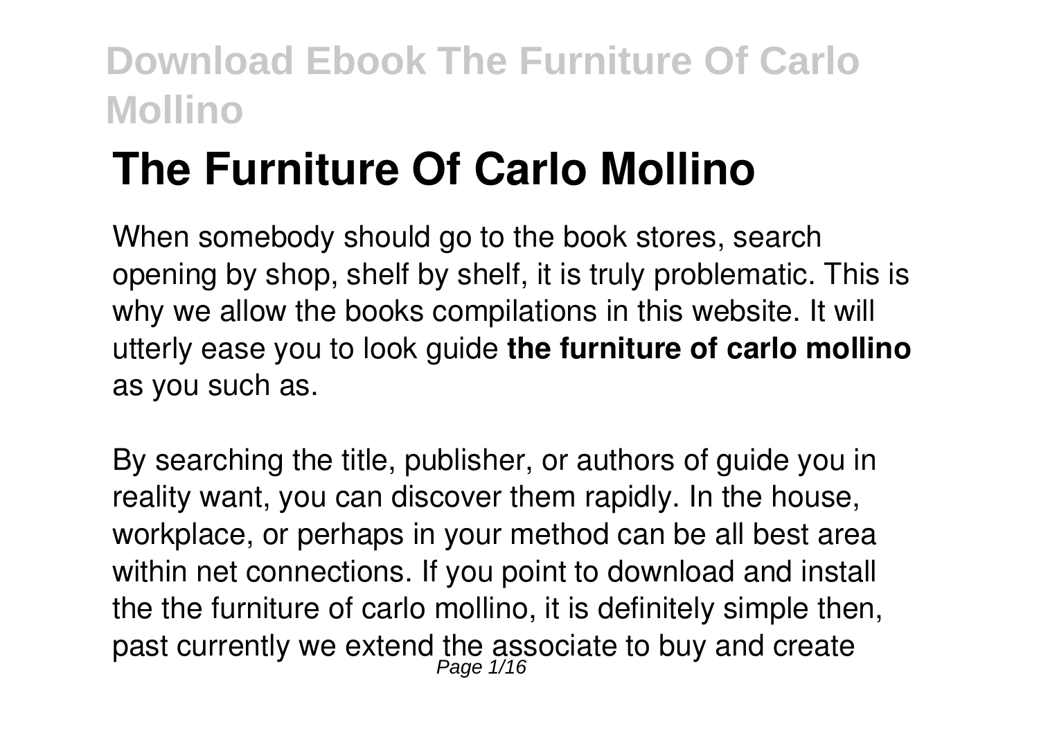# The Furniture Of Carlo Mollino

When somebody should go to the book stores, search opening by shop, shelf by shelf, it is truly problematic. This is why we allow the books compilations in this website. It will utterly ease you to look guide **the furniture of carlo mollino** as you such as.

By searching the title, publisher, or authors of guide you in reality want, you can discover them rapidly. In the house, workplace, or perhaps in your method can be all best area within net connections. If you point to download and install the the furniture of carlo mollino, it is definitely simple then, past currently we extend the associate to buy and create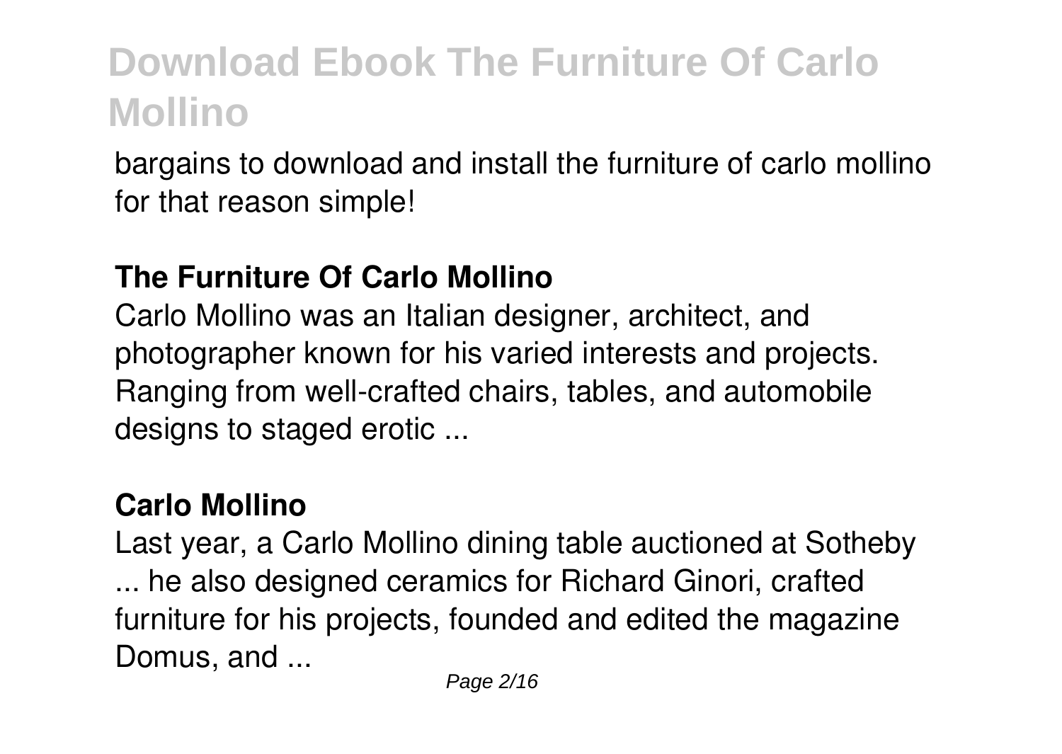bargains to download and install the furniture of carlo mollino for that reason simple!

## The Furniture Of Carlo Mollino

Carlo Mollino was an Italian designer, architect, and photographer known for his varied interests and projects. Ranging from well-crafted chairs, tables, and automobile designs to staged erotic ...

## Carlo Mollino

Last year, a Carlo Mollino dining table auctioned at Sotheby ... he also designed ceramics for Richard Ginori, crafted furniture for his projects, founded and edited the magazine Domus, and ...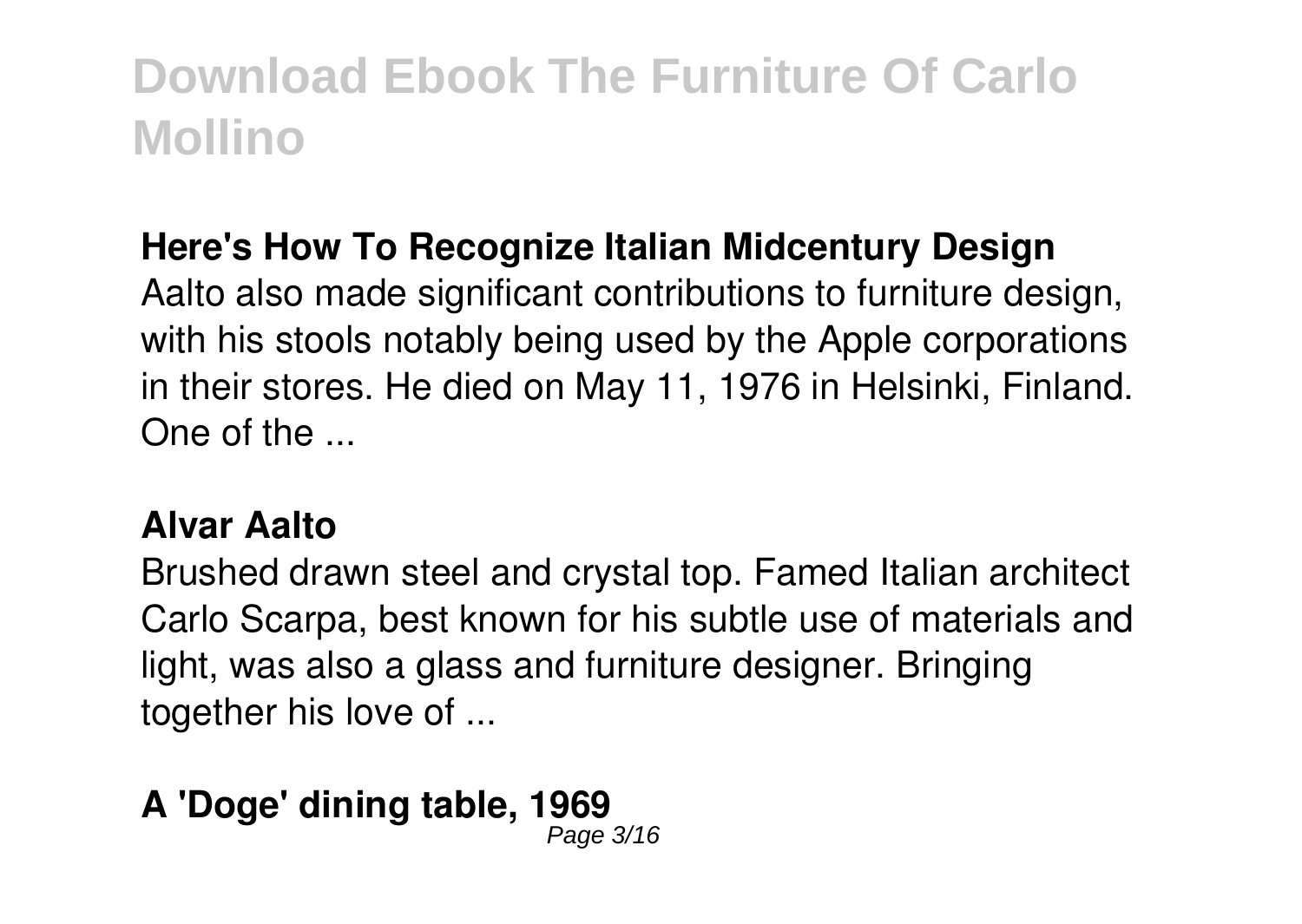**Here's How To Recognize Italian Midcentury Design**

Aalto also made significant contributions to furniture design, with his stools notably being used by the Apple corporations in their stores. He died on May 11, 1976 in Helsinki, Finland. One of the ...

**Alvar Aalto**

Brushed drawn steel and crystal top. Famed Italian architect Carlo Scarpa, best known for his subtle use of materials and light, was also a glass and furniture designer. Bringing together his love of ...

**A 'Doge' dining table, 1969**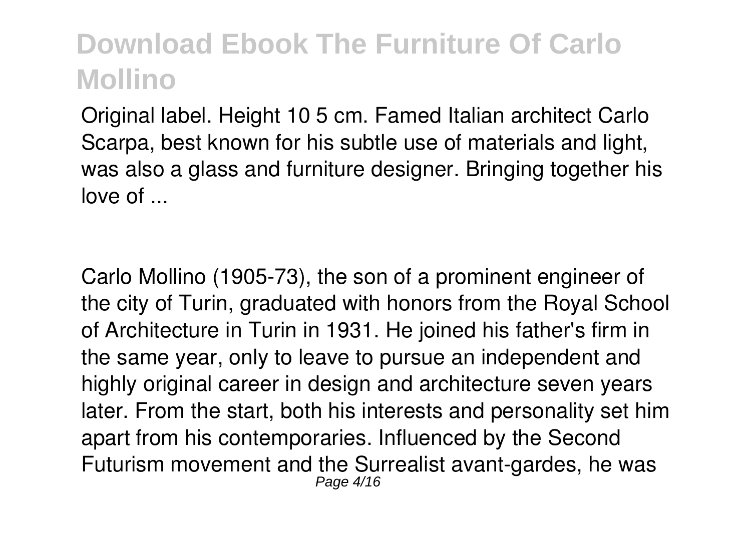Original label. Height 10 5 cm. Famed Italian architect Carlo Scarpa, best known for his subtle use of materials and light, was also a glass and furniture designer. Bringing together his love of ...

Carlo Mollino (1905-73), the son of a prominent engineer of the city of Turin, graduated with honors from the Royal School of Architecture in Turin in 1931. He joined his father's firm in the same year, only to leave to pursue an independent and highly original career in design and architecture seven years later. From the start, both his interests and personality set him apart from his contemporaries. Influenced by the Second Futurism movement and the Surrealist avant-gardes, he was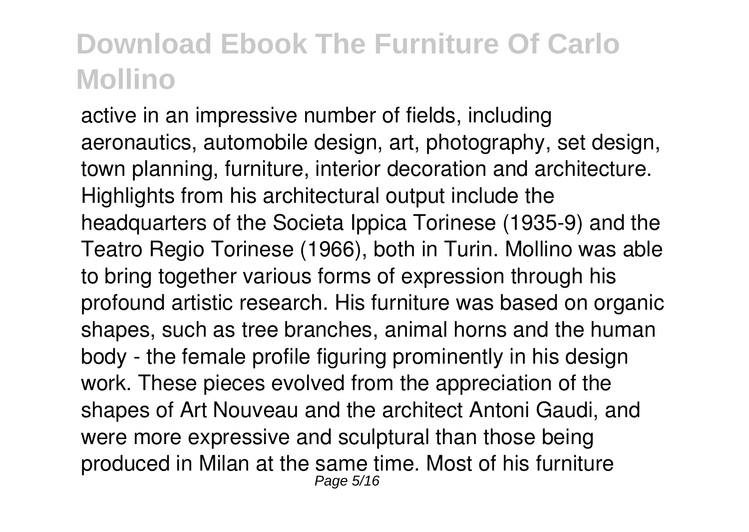active in an impressive number of fields, including aeronautics, automobile design, art, photography, set design, town planning, furniture, interior decoration and architecture. Highlights from his architectural output include the headquarters of the Societa Ippica Torinese (1935-9) and the Teatro Regio Torinese (1966), both in Turin. Mollino was able to bring together various forms of expression through his profound artistic research. His furniture was based on organic shapes, such as tree branches, animal horns and the human body - the female profile figuring prominently in his design work. These pieces evolved from the appreciation of the shapes of Art Nouveau and the architect Antoni Gaudi, and were more expressive and sculptural than those being produced in Milan at the same time. Most of his furniture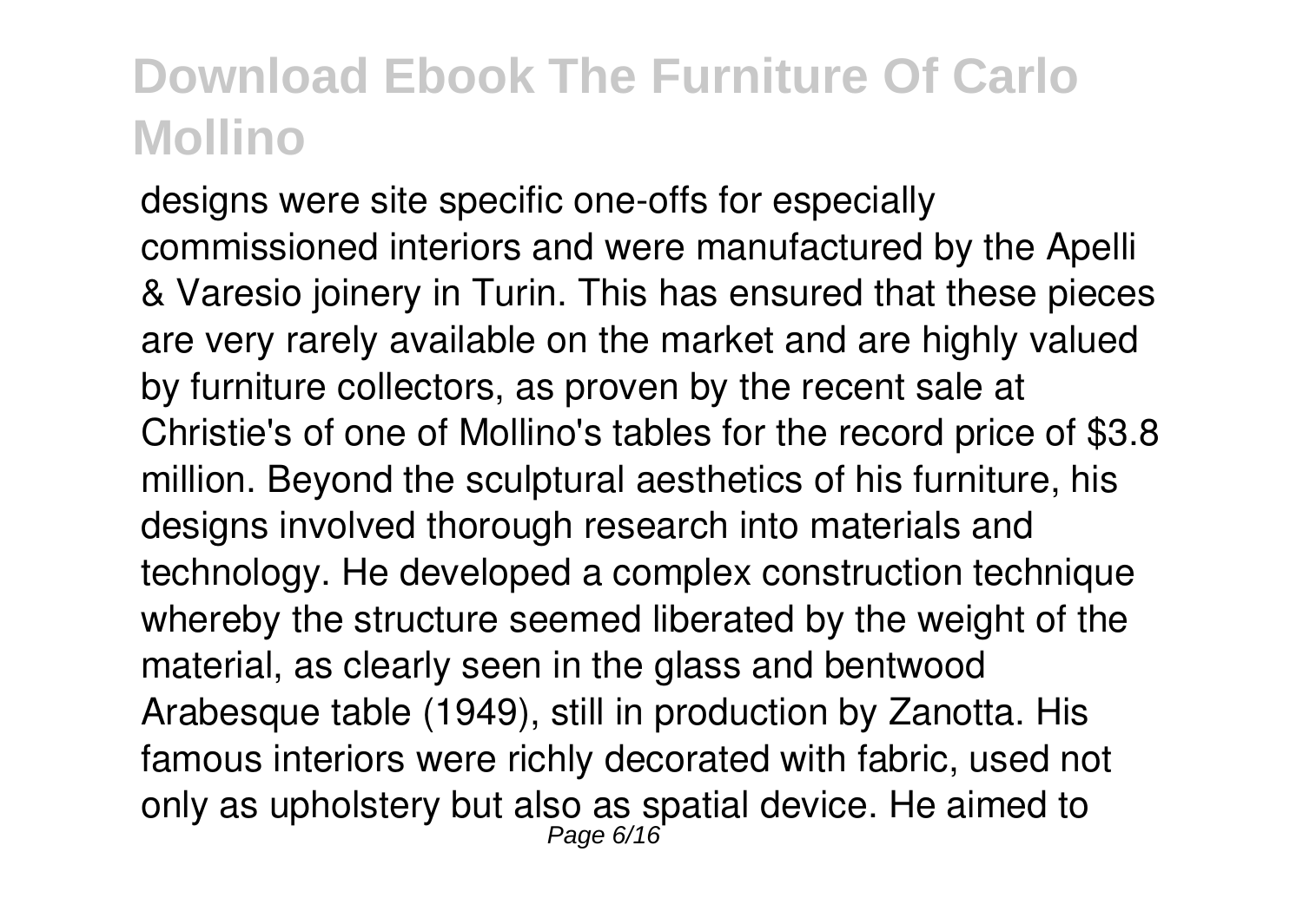designs were site specific one-offs for especially commissioned interiors and were manufactured by the Apelli & Varesio joinery in Turin. This has ensured that these pieces are very rarely available on the market and are highly valued by furniture collectors, as proven by the recent sale at Christie's of one of Mollino's tables for the record price of $3.8 million. Beyond the sculptural aesthetics of his furniture, his designs involved thorough research into materials and technology. He developed a complex construction technique whereby the structure seemed liberated by the weight of the material, as clearly seen in the glass and bentwood Arabesque table (1949), still in production by Zanotta. His famous interiors were richly decorated with fabric, used not only as upholstery but also as spatial device. He aimed to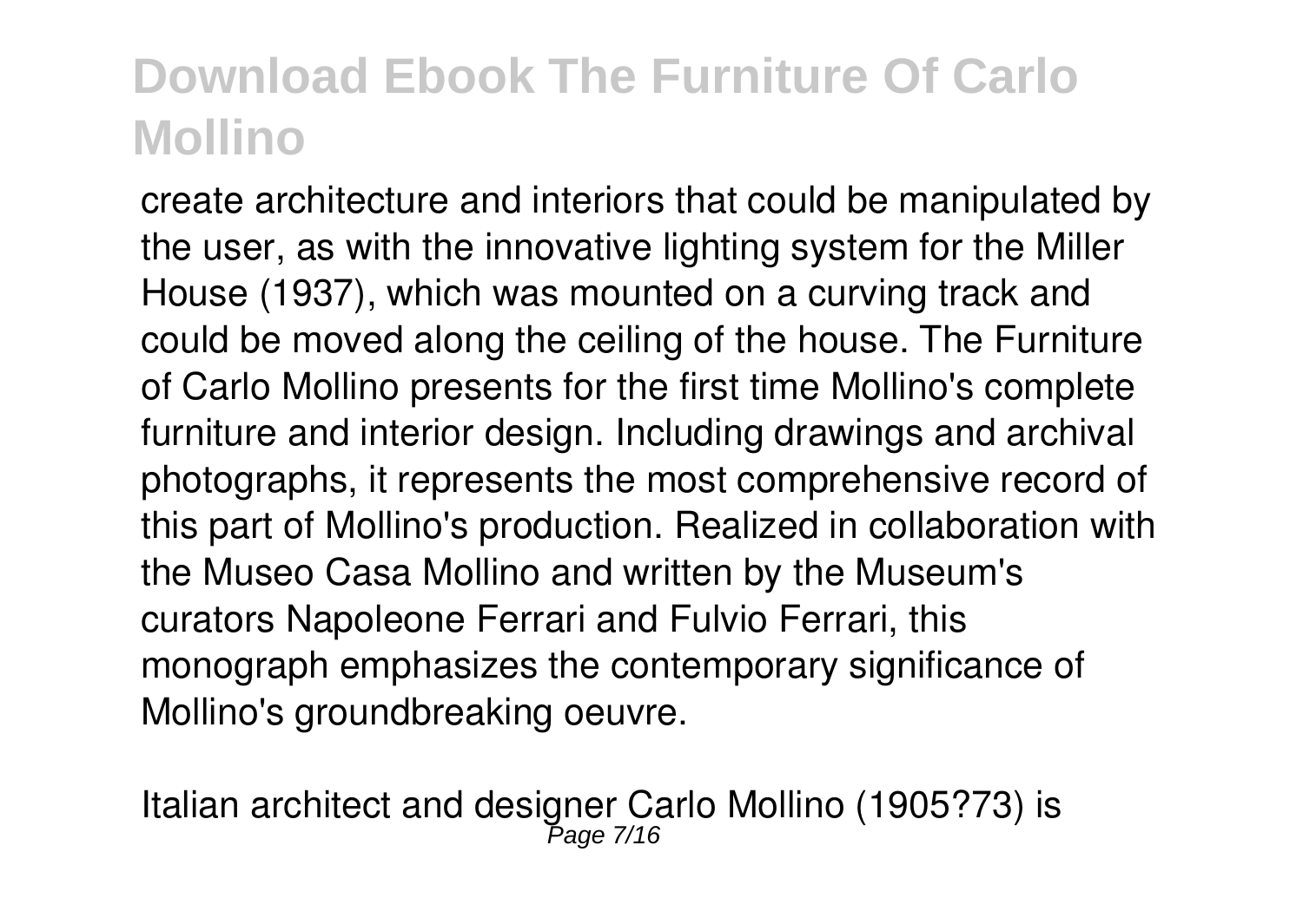create architecture and interiors that could be manipulated by the user, as with the innovative lighting system for the Miller House (1937), which was mounted on a curving track and could be moved along the ceiling of the house. The Furniture of Carlo Mollino presents for the first time Mollino's complete furniture and interior design. Including drawings and archival photographs, it represents the most comprehensive record of this part of Mollino's production. Realized in collaboration with the Museo Casa Mollino and written by the Museum's curators Napoleone Ferrari and Fulvio Ferrari, this monograph emphasizes the contemporary significance of Mollino's groundbreaking oeuvre.

Italian architect and designer Carlo Mollino (1905?73) is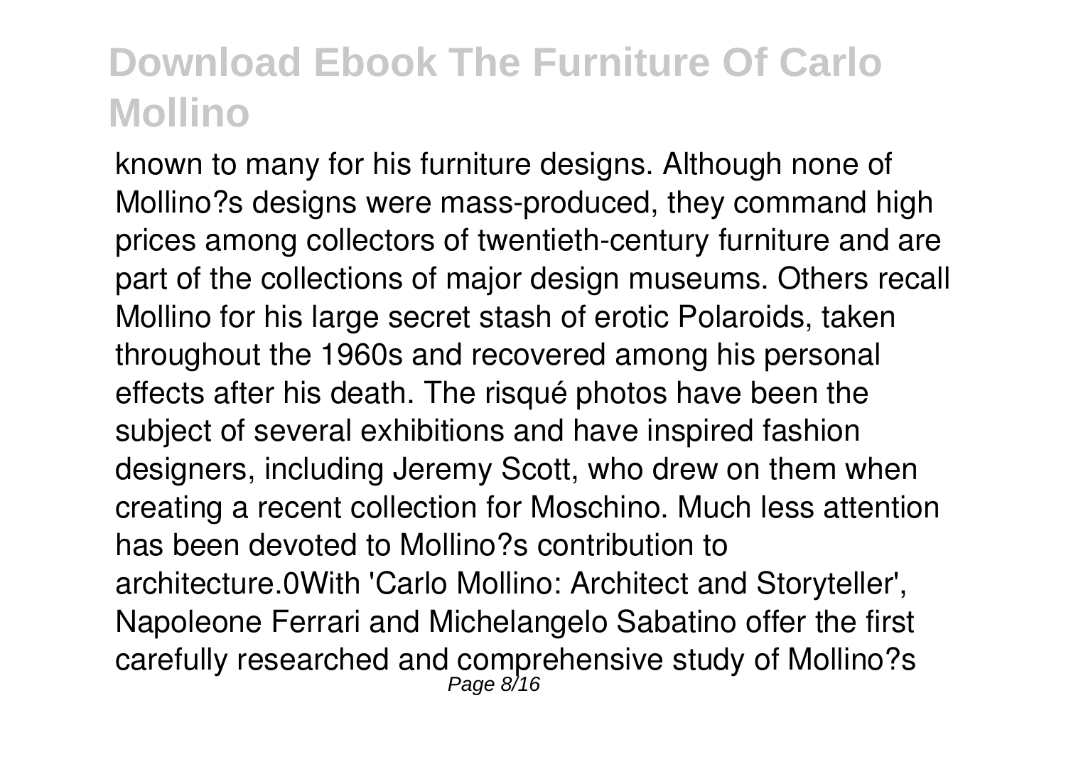known to many for his furniture designs. Although none of Mollino?s designs were mass-produced, they command high prices among collectors of twentieth-century furniture and are part of the collections of major design museums. Others recall Mollino for his large secret stash of erotic Polaroids, taken throughout the 1960s and recovered among his personal effects after his death. The risqué photos have been the subject of several exhibitions and have inspired fashion designers, including Jeremy Scott, who drew on them when creating a recent collection for Moschino. Much less attention has been devoted to Mollino?s contribution to architecture.0With 'Carlo Mollino: Architect and Storyteller', Napoleone Ferrari and Michelangelo Sabatino offer the first carefully researched and comprehensive study of Mollino?s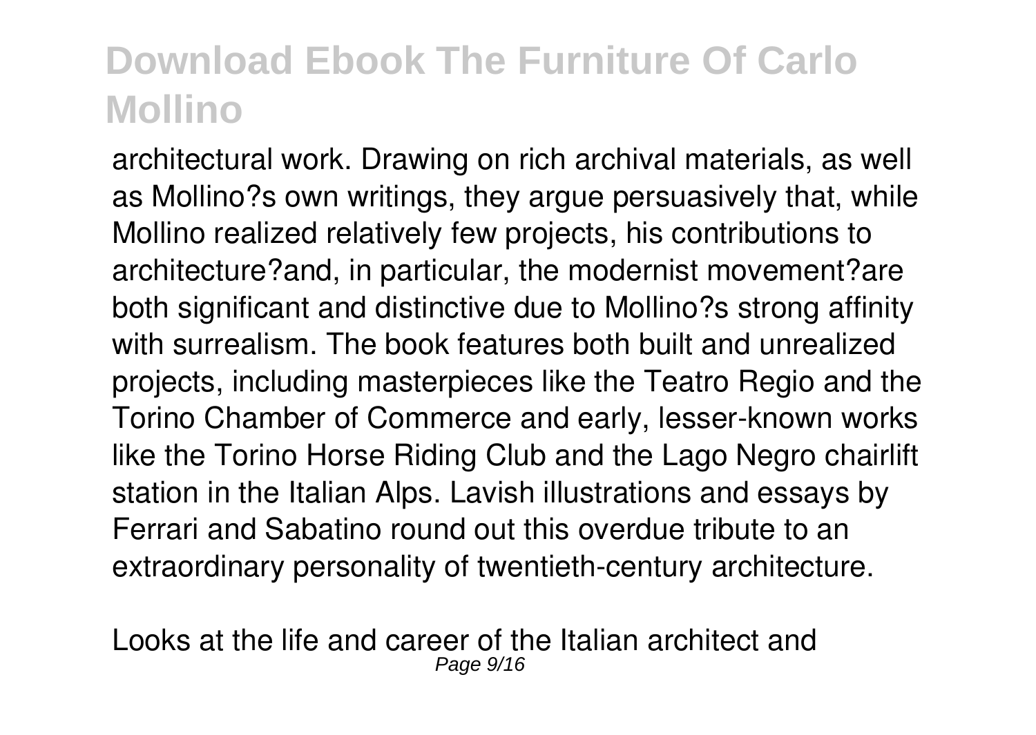architectural work. Drawing on rich archival materials, as well as Mollino?s own writings, they argue persuasively that, while Mollino realized relatively few projects, his contributions to architecture?and, in particular, the modernist movement?are both significant and distinctive due to Mollino?s strong affinity with surrealism. The book features both built and unrealized projects, including masterpieces like the Teatro Regio and the Torino Chamber of Commerce and early, lesser-known works like the Torino Horse Riding Club and the Lago Negro chairlift station in the Italian Alps. Lavish illustrations and essays by Ferrari and Sabatino round out this overdue tribute to an extraordinary personality of twentieth-century architecture.

Looks at the life and career of the Italian architect and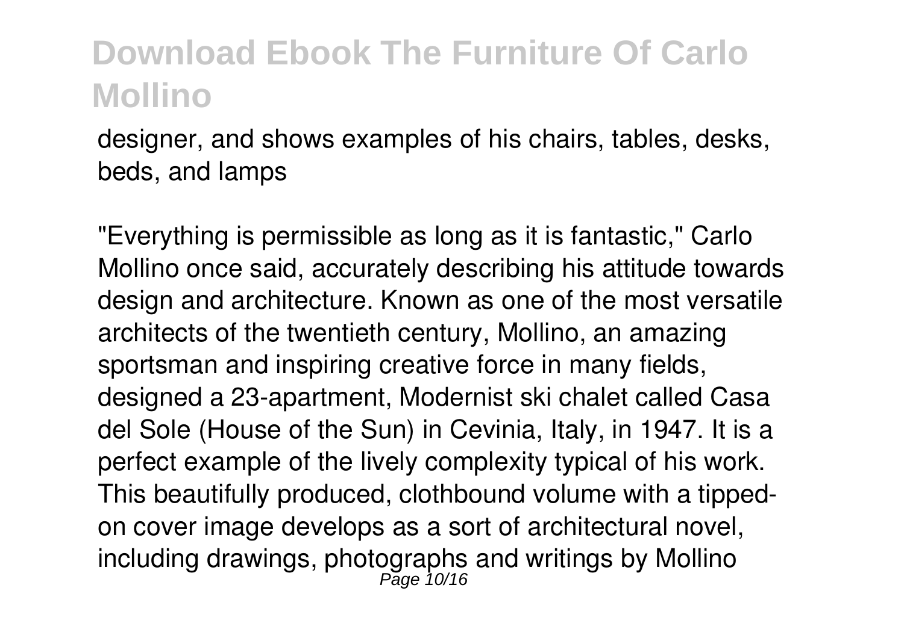designer, and shows examples of his chairs, tables, desks, beds, and lamps

"Everything is permissible as long as it is fantastic," Carlo Mollino once said, accurately describing his attitude towards design and architecture. Known as one of the most versatile architects of the twentieth century, Mollino, an amazing sportsman and inspiring creative force in many fields, designed a 23-apartment, Modernist ski chalet called Casa del Sole (House of the Sun) in Cevinia, Italy, in 1947. It is a perfect example of the lively complexity typical of his work. This beautifully produced, clothbound volume with a tipped-on cover image develops as a sort of architectural novel, including drawings, photographs and writings by Mollino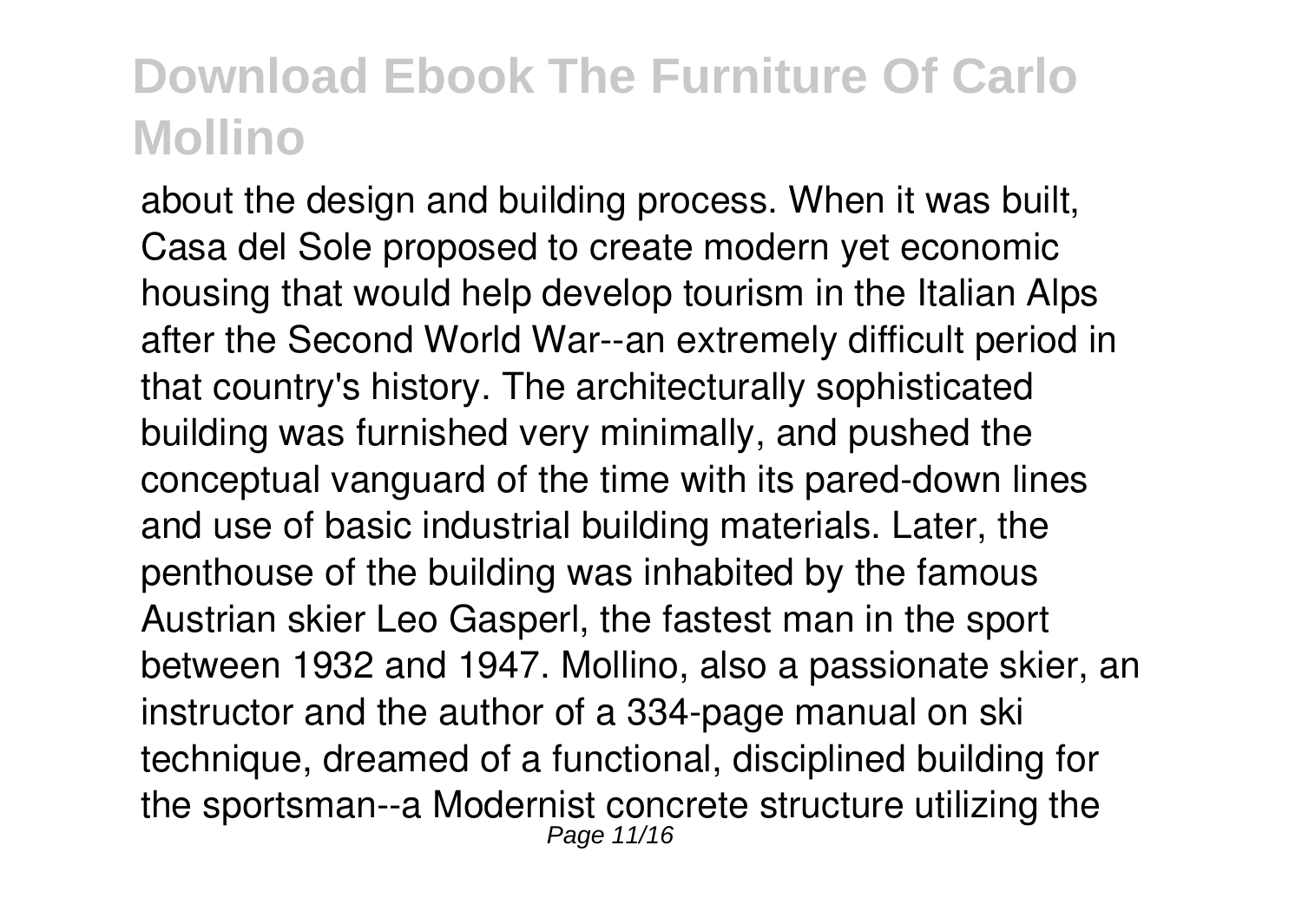about the design and building process. When it was built, Casa del Sole proposed to create modern yet economic housing that would help develop tourism in the Italian Alps after the Second World War--an extremely difficult period in that country's history. The architecturally sophisticated building was furnished very minimally, and pushed the conceptual vanguard of the time with its pared-down lines and use of basic industrial building materials. Later, the penthouse of the building was inhabited by the famous Austrian skier Leo Gasperl, the fastest man in the sport between 1932 and 1947. Mollino, also a passionate skier, an instructor and the author of a 334-page manual on ski technique, dreamed of a functional, disciplined building for the sportsman--a Modernist concrete structure utilizing the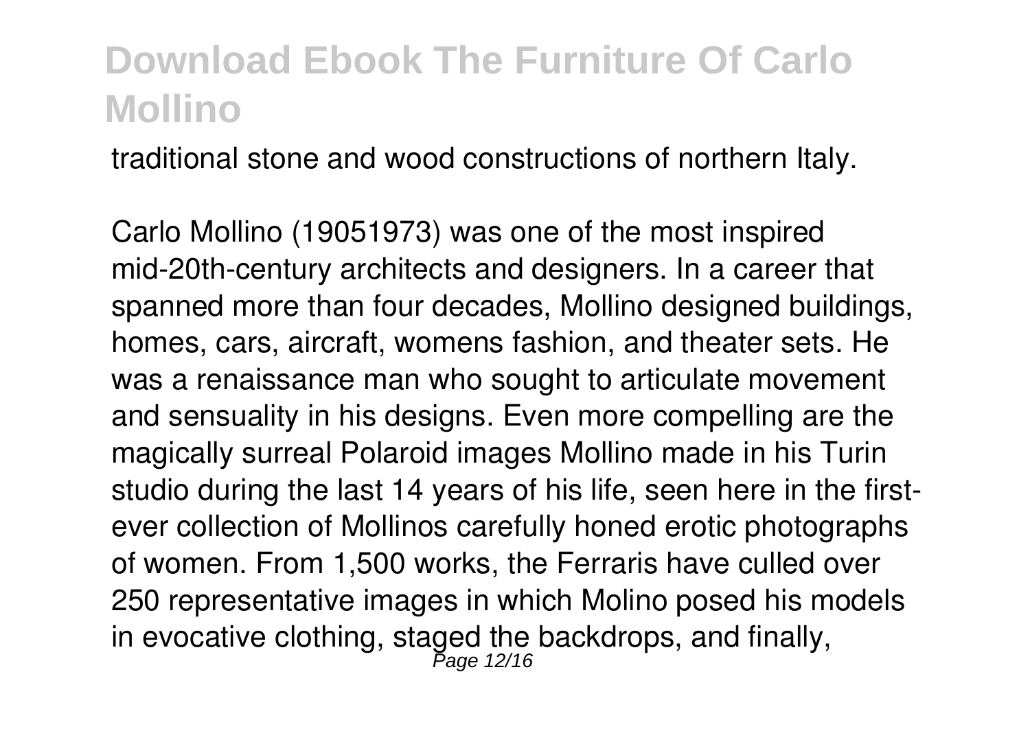traditional stone and wood constructions of northern Italy.

Carlo Mollino (19051973) was one of the most inspired mid-20th-century architects and designers. In a career that spanned more than four decades, Mollino designed buildings, homes, cars, aircraft, womens fashion, and theater sets. He was a renaissance man who sought to articulate movement and sensuality in his designs. Even more compelling are the magically surreal Polaroid images Mollino made in his Turin studio during the last 14 years of his life, seen here in the first-ever collection of Mollinos carefully honed erotic photographs of women. From 1,500 works, the Ferraris have culled over 250 representative images in which Molino posed his models in evocative clothing, staged the backdrops, and finally,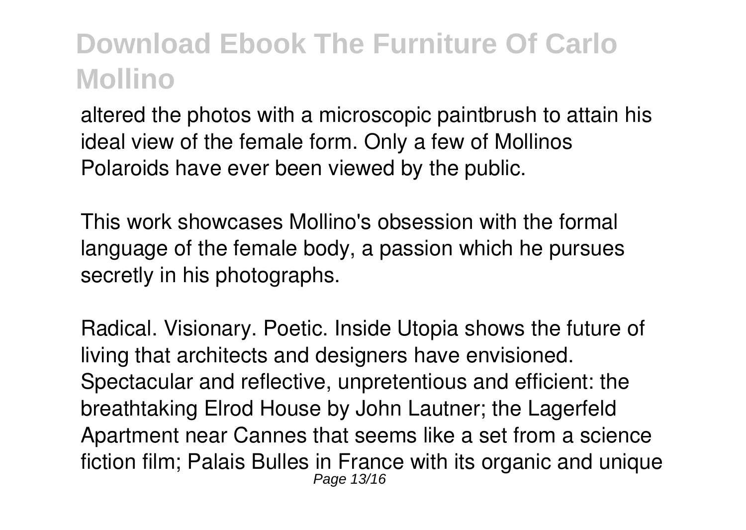altered the photos with a microscopic paintbrush to attain his ideal view of the female form. Only a few of Mollinos Polaroids have ever been viewed by the public.

This work showcases Mollino's obsession with the formal language of the female body, a passion which he pursues secretly in his photographs.

Radical. Visionary. Poetic. Inside Utopia shows the future of living that architects and designers have envisioned. Spectacular and reflective, unpretentious and efficient: the breathtaking Elrod House by John Lautner; the Lagerfeld Apartment near Cannes that seems like a set from a science fiction film; Palais Bulles in France with its organic and unique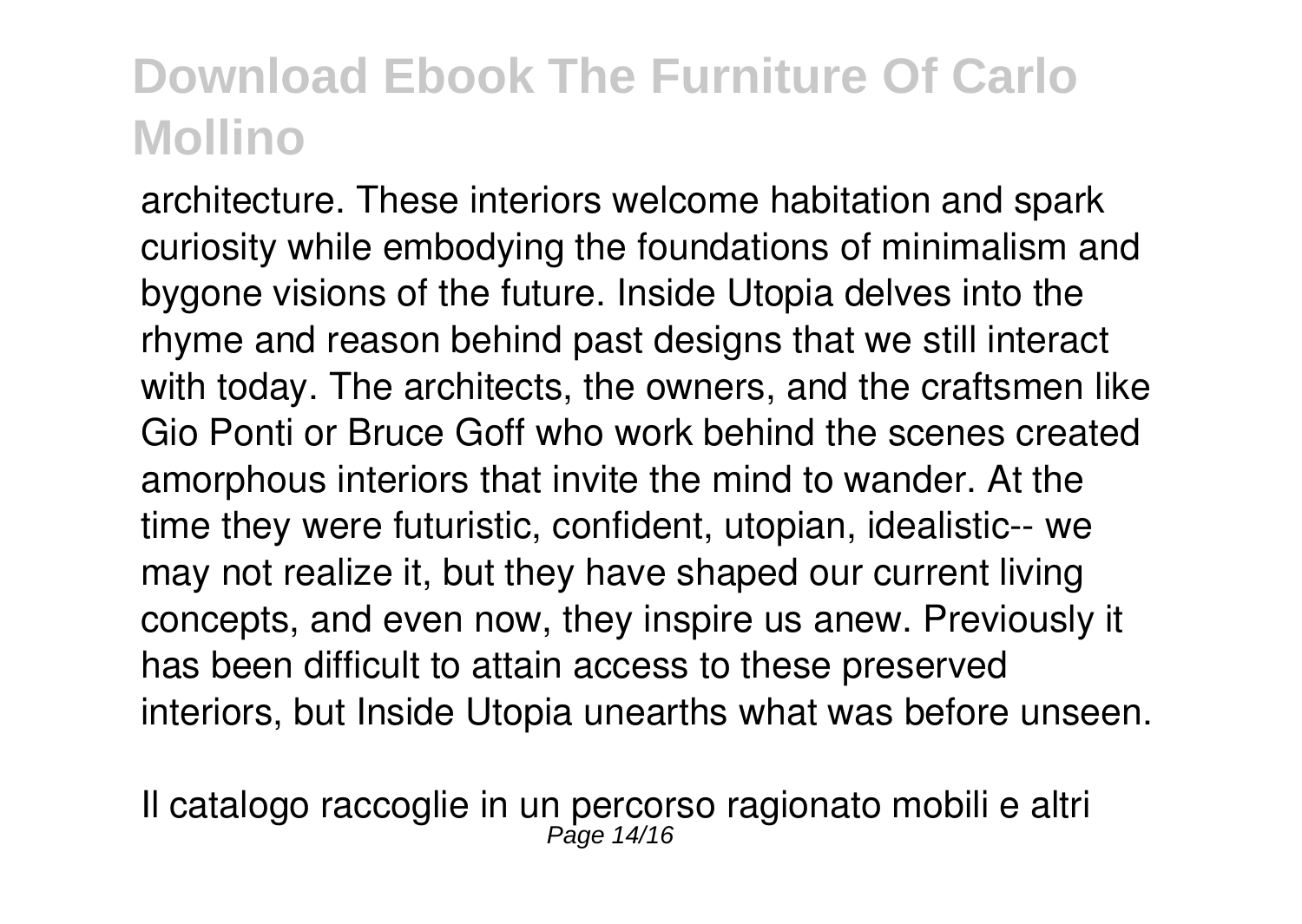architecture. These interiors welcome habitation and spark curiosity while embodying the foundations of minimalism and bygone visions of the future. Inside Utopia delves into the rhyme and reason behind past designs that we still interact with today. The architects, the owners, and the craftsmen like Gio Ponti or Bruce Goff who work behind the scenes created amorphous interiors that invite the mind to wander. At the time they were futuristic, confident, utopian, idealistic-- we may not realize it, but they have shaped our current living concepts, and even now, they inspire us anew. Previously it has been difficult to attain access to these preserved interiors, but Inside Utopia unearths what was before unseen.

Il catalogo raccoglie in un percorso ragionato mobili e altri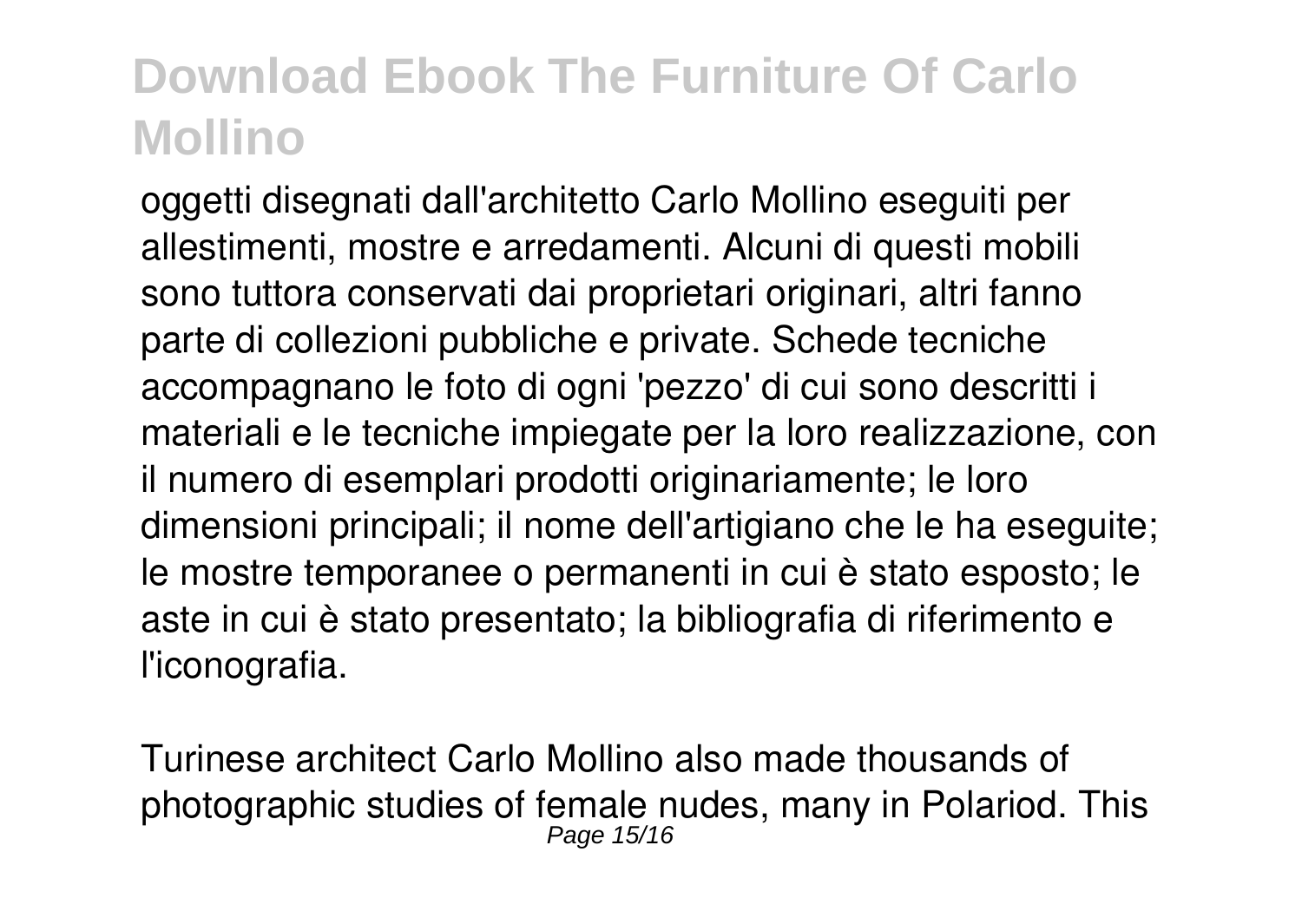oggetti disegnati dall'architetto Carlo Mollino eseguiti per allestimenti, mostre e arredamenti. Alcuni di questi mobili sono tuttora conservati dai proprietari originari, altri fanno parte di collezioni pubbliche e private. Schede tecniche accompagnano le foto di ogni 'pezzo' di cui sono descritti i materiali e le tecniche impiegate per la loro realizzazione, con il numero di esemplari prodotti originariamente; le loro dimensioni principali; il nome dell'artigiano che le ha eseguite; le mostre temporanee o permanenti in cui è stato esposto; le aste in cui è stato presentato; la bibliografia di riferimento e l'iconografia.

Turinese architect Carlo Mollino also made thousands of photographic studies of female nudes, many in Polariod. This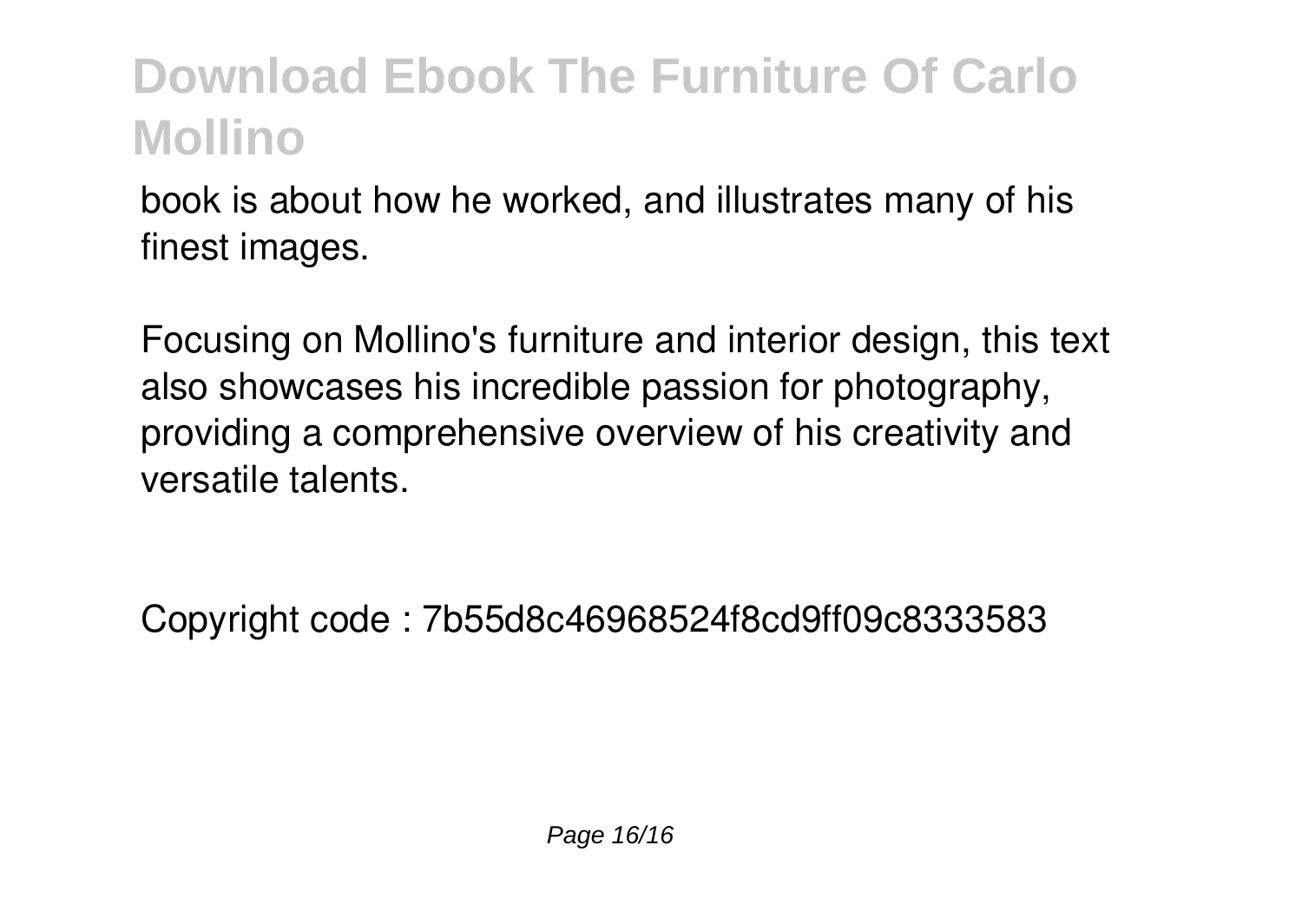book is about how he worked, and illustrates many of his finest images.

Focusing on Mollino's furniture and interior design, this text also showcases his incredible passion for photography, providing a comprehensive overview of his creativity and versatile talents.

Copyright code : 7b55d8c46968524f8cd9ff09c8333583